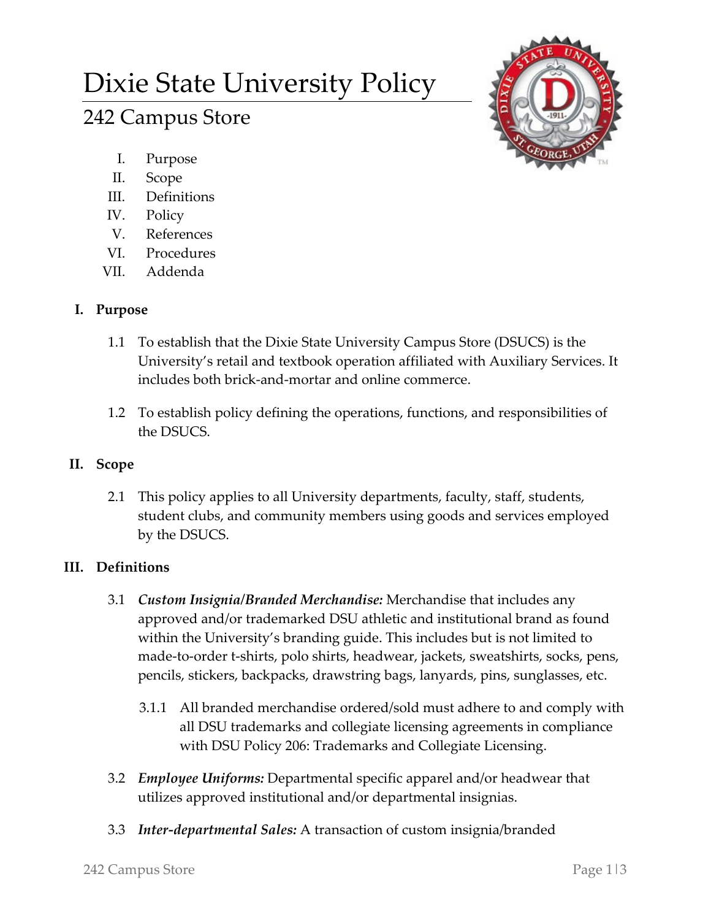# Dixie State University Policy

## 242 Campus Store

I. Purpose
II. Scope
III. Definitions
IV. Policy
V. References
VI. Procedures
VII. Addenda

### I. Purpose

1.1 To establish that the Dixie State University Campus Store (DSUCS) is the University's retail and textbook operation affiliated with Auxiliary Services. It includes both brick-and-mortar and online commerce.

1.2 To establish policy defining the operations, functions, and responsibilities of the DSUCS.

### II. Scope

2.1 This policy applies to all University departments, faculty, staff, students, student clubs, and community members using goods and services employed by the DSUCS.

### III. Definitions

3.1 ***Custom Insignia/Branded Merchandise:*** Merchandise that includes any approved and/or trademarked DSU athletic and institutional brand as found within the University's branding guide. This includes but is not limited to made-to-order t-shirts, polo shirts, headwear, jackets, sweatshirts, socks, pens, pencils, stickers, backpacks, drawstring bags, lanyards, pins, sunglasses, etc.

3.1.1 All branded merchandise ordered/sold must adhere to and comply with all DSU trademarks and collegiate licensing agreements in compliance with DSU Policy 206: Trademarks and Collegiate Licensing.

3.2 ***Employee Uniforms:*** Departmental specific apparel and/or headwear that utilizes approved institutional and/or departmental insignias.

3.3 ***Inter-departmental Sales:*** A transaction of custom insignia/branded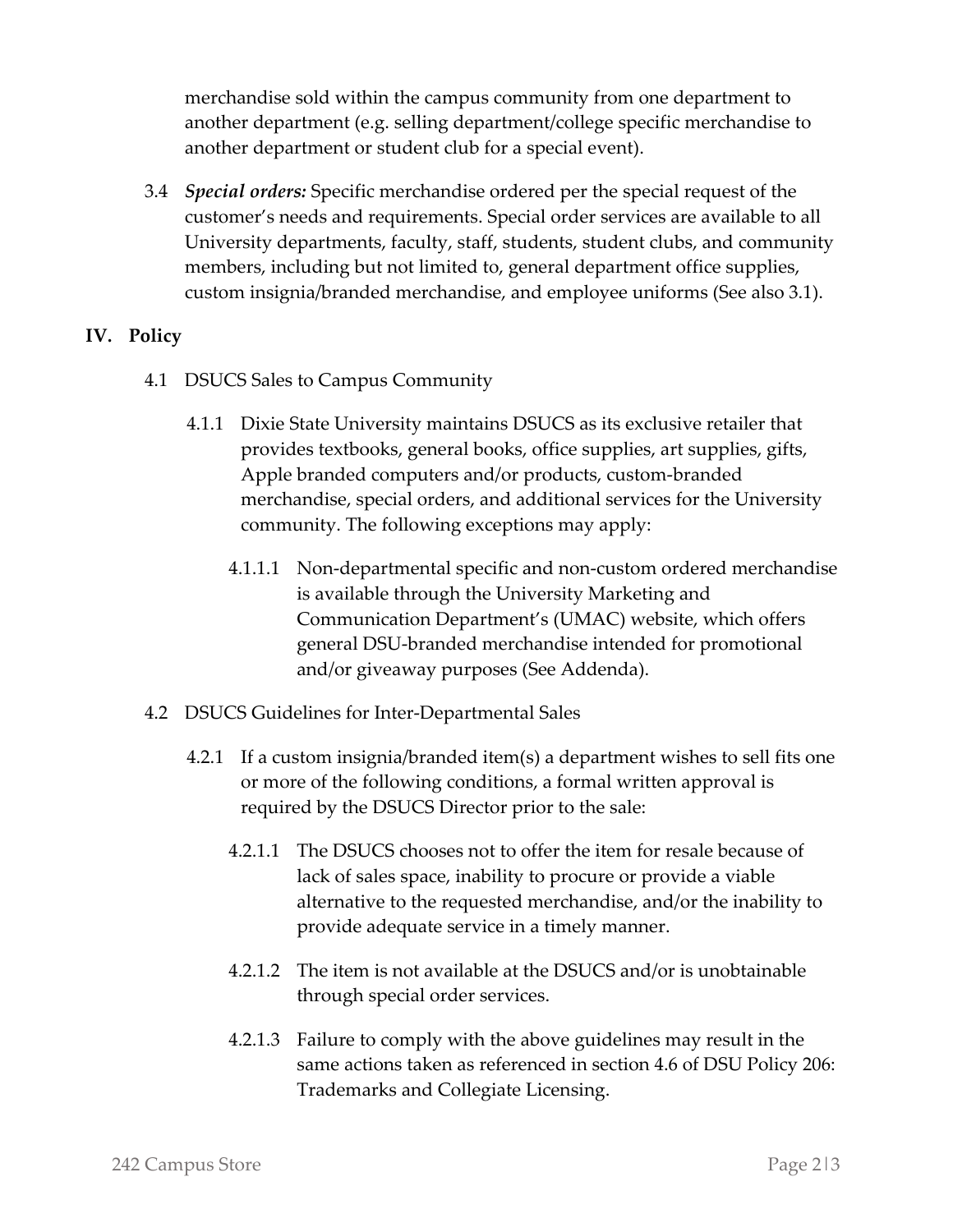merchandise sold within the campus community from one department to another department (e.g. selling department/college specific merchandise to another department or student club for a special event).

3.4 ***Special orders:*** Specific merchandise ordered per the special request of the customer's needs and requirements. Special order services are available to all University departments, faculty, staff, students, student clubs, and community members, including but not limited to, general department office supplies, custom insignia/branded merchandise, and employee uniforms (See also 3.1).

## IV. Policy

4.1 DSUCS Sales to Campus Community

4.1.1 Dixie State University maintains DSUCS as its exclusive retailer that provides textbooks, general books, office supplies, art supplies, gifts, Apple branded computers and/or products, custom-branded merchandise, special orders, and additional services for the University community. The following exceptions may apply:

4.1.1.1 Non-departmental specific and non-custom ordered merchandise is available through the University Marketing and Communication Department's (UMAC) website, which offers general DSU-branded merchandise intended for promotional and/or giveaway purposes (See Addenda).

4.2 DSUCS Guidelines for Inter-Departmental Sales

4.2.1 If a custom insignia/branded item(s) a department wishes to sell fits one or more of the following conditions, a formal written approval is required by the DSUCS Director prior to the sale:

4.2.1.1 The DSUCS chooses not to offer the item for resale because of lack of sales space, inability to procure or provide a viable alternative to the requested merchandise, and/or the inability to provide adequate service in a timely manner.

4.2.1.2 The item is not available at the DSUCS and/or is unobtainable through special order services.

4.2.1.3 Failure to comply with the above guidelines may result in the same actions taken as referenced in section 4.6 of DSU Policy 206: Trademarks and Collegiate Licensing.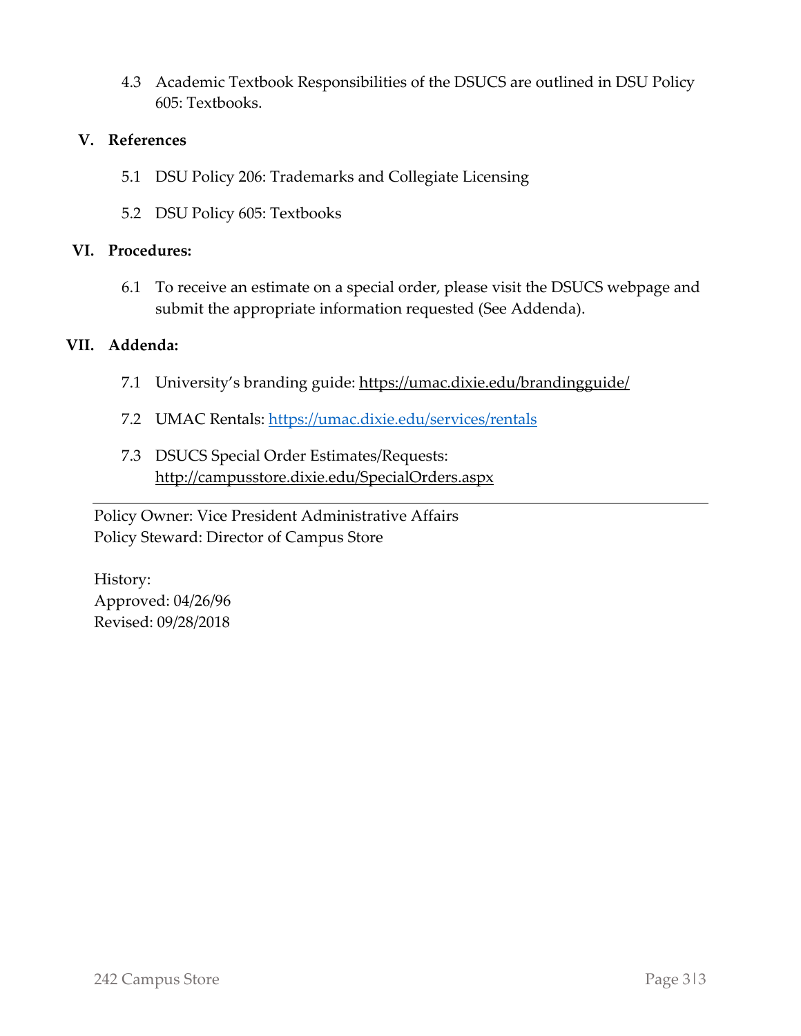4.3 Academic Textbook Responsibilities of the DSUCS are outlined in DSU Policy 605: Textbooks.

## V. References

5.1 DSU Policy 206: Trademarks and Collegiate Licensing

5.2 DSU Policy 605: Textbooks

## VI. Procedures:

6.1 To receive an estimate on a special order, please visit the DSUCS webpage and submit the appropriate information requested (See Addenda).

## VII. Addenda:

7.1 University's branding guide: https://umac.dixie.edu/brandingguide/

7.2 UMAC Rentals: https://umac.dixie.edu/services/rentals

7.3 DSUCS Special Order Estimates/Requests: http://campusstore.dixie.edu/SpecialOrders.aspx

---

Policy Owner: Vice President Administrative Affairs
Policy Steward: Director of Campus Store

History:
Approved: 04/26/96
Revised: 09/28/2018